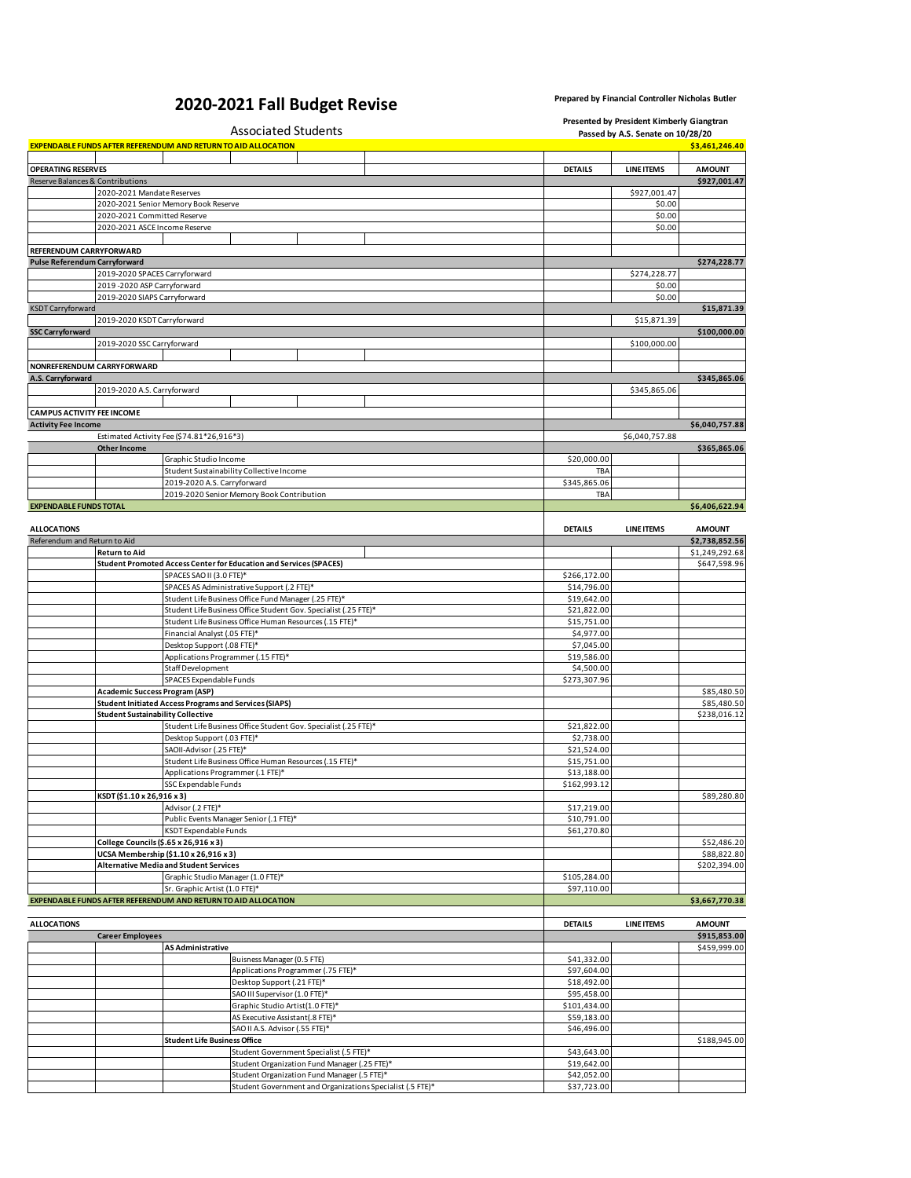# 2020-2021 Fall Budget Revise

**Prepared by Financial Controller Nicholas Butler**

Associated Students

**Presented by President Kimberly Giangtran**
**Passed by A.S. Senate on 10/28/20**

| | | | | DETAILS | LINE ITEMS | AMOUNT |
|---|---|---|---|---|---|---|
| **EXPENDABLE FUNDS AFTER REFERENDUM AND RETURN TO AID ALLOCATION** | | | | | | **$3,461,246.40** |
| **OPERATING RESERVES** | | | | **DETAILS** | **LINE ITEMS** | **AMOUNT** |
| Reserve Balances & Contributions | | | | | | **$927,001.47** |
| | 2020-2021 Mandate Reserves | | | | $927,001.47 | |
| | 2020-2021 Senior Memory Book Reserve | | | | $0.00 | |
| | 2020-2021 Committed Reserve | | | | $0.00 | |
| | 2020-2021 ASCE Income Reserve | | | | $0.00 | |
| **REFERENDUM CARRYFORWARD** | | | | | | |
| **Pulse Referendum Carryforward** | | | | | | **$274,228.77** |
| | 2019-2020 SPACES Carryforward | | | | $274,228.77 | |
| | 2019 -2020 ASP Carryforward | | | | $0.00 | |
| | 2019-2020 SIAPS Carryforward | | | | $0.00 | |
| KSDT Carryforward | | | | | | **$15,871.39** |
| | 2019-2020 KSDT Carryforward | | | | $15,871.39 | |
| **SSC Carryforward** | | | | | | **$100,000.00** |
| | 2019-2020 SSC Carryforward | | | | $100,000.00 | |
| **NONREFERENDUM CARRYFORWARD** | | | | | | |
| **A.S. Carryforward** | | | | | | **$345,865.06** |
| | 2019-2020 A.S. Carryforward | | | | $345,865.06 | |
| **CAMPUS ACTIVITY FEE INCOME** | | | | | | |
| **Activity Fee Income** | | | | | | **$6,040,757.88** |
| | Estimated Activity Fee ($74.81*26,916*3) | | | | $6,040,757.88 | |
| | **Other Income** | | | | | **$365,865.06** |
| | | Graphic Studio Income | | $20,000.00 | | |
| | | Student Sustainability Collective Income | | TBA | | |
| | | 2019-2020 A.S. Carryforward | | $345,865.06 | | |
| | | 2019-2020 Senior Memory Book Contribution | | TBA | | |
| **EXPENDABLE FUNDS TOTAL** | | | | | | **$6,406,622.94** |
| **ALLOCATIONS** | | | | **DETAILS** | **LINE ITEMS** | **AMOUNT** |
| Referendum and Return to Aid | | | | | | **$2,738,852.56** |
| | **Return to Aid** | | | | | $1,249,292.68 |
| | **Student Promoted Access Center for Education and Services (SPACES)** | | | | | $647,598.96 |
| | | SPACES SAO II (3.0 FTE)* | | $266,172.00 | | |
| | | SPACES AS Administrative Support (.2 FTE)* | | $14,796.00 | | |
| | | Student Life Business Office Fund Manager (.25 FTE)* | | $19,642.00 | | |
| | | Student Life Business Office Student Gov. Specialist (.25 FTE)* | | $21,822.00 | | |
| | | Student Life Business Office Human Resources (.15 FTE)* | | $15,751.00 | | |
| | | Financial Analyst (.05 FTE)* | | $4,977.00 | | |
| | | Desktop Support (.08 FTE)* | | $7,045.00 | | |
| | | Applications Programmer (.15 FTE)* | | $19,586.00 | | |
| | | Staff Development | | $4,500.00 | | |
| | | SPACES Expendable Funds | | $273,307.96 | | |
| | **Academic Success Program (ASP)** | | | | | $85,480.50 |
| | **Student Initiated Access Programs and Services (SIAPS)** | | | | | $85,480.50 |
| | **Student Sustainability Collective** | | | | | $238,016.12 |
| | | Student Life Business Office Student Gov. Specialist (.25 FTE)* | | $21,822.00 | | |
| | | Desktop Support (.03 FTE)* | | $2,738.00 | | |
| | | SAOII-Advisor (.25 FTE)* | | $21,524.00 | | |
| | | Student Life Business Office Human Resources (.15 FTE)* | | $15,751.00 | | |
| | | Applications Programmer (.1 FTE)* | | $13,188.00 | | |
| | | SSC Expendable Funds | | $162,993.12 | | |
| | **KSDT ($1.10 x 26,916 x 3)** | | | | | $89,280.80 |
| | | Advisor (.2 FTE)* | | $17,219.00 | | |
| | | Public Events Manager Senior (.1 FTE)* | | $10,791.00 | | |
| | | KSDT Expendable Funds | | $61,270.80 | | |
| | **College Councils ($.65 x 26,916 x 3)** | | | | | $52,486.20 |
| | **UCSA Membership ($1.10 x 26,916 x 3)** | | | | | $88,822.80 |
| | **Alternative Media and Student Services** | | | | | $202,394.00 |
| | | Graphic Studio Manager (1.0 FTE)* | | $105,284.00 | | |
| | | Sr. Graphic Artist (1.0 FTE)* | | $97,110.00 | | |
| **EXPENDABLE FUNDS AFTER REFERENDUM AND RETURN TO AID ALLOCATION** | | | | | | **$3,667,770.38** |
| **ALLOCATIONS** | | | | **DETAILS** | **LINE ITEMS** | **AMOUNT** |
| | **Career Employees** | | | | | **$915,853.00** |
| | | **AS Administrative** | | | | $459,999.00 |
| | | | Buisness Manager (0.5 FTE) | $41,332.00 | | |
| | | | Applications Programmer (.75 FTE)* | $97,604.00 | | |
| | | | Desktop Support (.21 FTE)* | $18,492.00 | | |
| | | | SAO III Supervisor (1.0 FTE)* | $95,458.00 | | |
| | | | Graphic Studio Artist(1.0 FTE)* | $101,434.00 | | |
| | | | AS Executive Assistant(.8 FTE)* | $59,183.00 | | |
| | | | SAO II A.S. Advisor (.55 FTE)* | $46,496.00 | | |
| | | **Student Life Business Office** | | | | $188,945.00 |
| | | | Student Government Specialist (.5 FTE)* | $43,643.00 | | |
| | | | Student Organization Fund Manager (.25 FTE)* | $19,642.00 | | |
| | | | Student Organization Fund Manager (.5 FTE)* | $42,052.00 | | |
| | | | Student Government and Organizations Specialist (.5 FTE)* | $37,723.00 | | |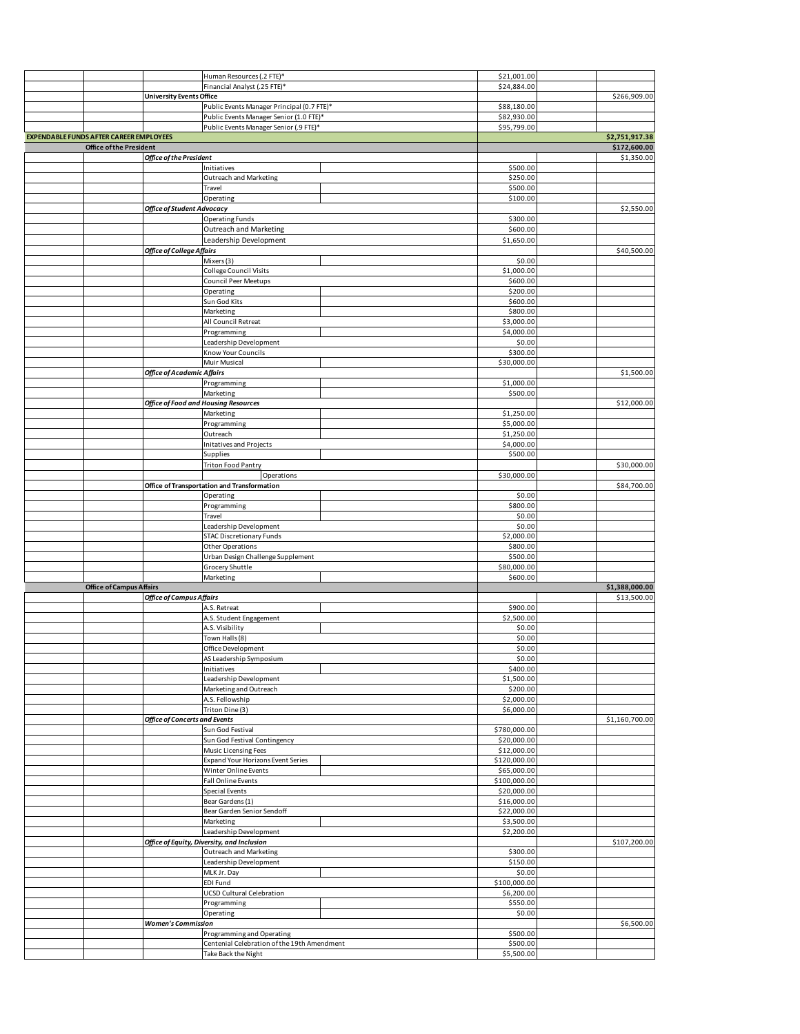| | | | | | | |
|---|---|---|---|---|---|---|
| | | | Human Resources (.2 FTE)* | $21,001.00 | | |
| | | | Financial Analyst (.25 FTE)* | $24,884.00 | | |
| | | **University Events Office** | | | | $266,909.00 |
| | | | Public Events Manager Principal (0.7 FTE)* | $88,180.00 | | |
| | | | Public Events Manager Senior (1.0 FTE)* | $82,930.00 | | |
| | | | Public Events Manager Senior (.9 FTE)* | $95,799.00 | | |
| **EXPENDABLE FUNDS AFTER CAREER EMPLOYEES** | | | | | | **$2,751,917.38** |
| | **Office of the President** | | | | | **$172,600.00** |
| | | ***Office of the President*** | | | | $1,350.00 |
| | | | Initiatives | $500.00 | | |
| | | | Outreach and Marketing | $250.00 | | |
| | | | Travel | $500.00 | | |
| | | | Operating | $100.00 | | |
| | | ***Office of Student Advocacy*** | | | | $2,550.00 |
| | | | Operating Funds | $300.00 | | |
| | | | Outreach and Marketing | $600.00 | | |
| | | | Leadership Development | $1,650.00 | | |
| | | ***Office of College Affairs*** | | | | $40,500.00 |
| | | | Mixers (3) | $0.00 | | |
| | | | College Council Visits | $1,000.00 | | |
| | | | Council Peer Meetups | $600.00 | | |
| | | | Operating | $200.00 | | |
| | | | Sun God Kits | $600.00 | | |
| | | | Marketing | $800.00 | | |
| | | | All Council Retreat | $3,000.00 | | |
| | | | Programming | $4,000.00 | | |
| | | | Leadership Development | $0.00 | | |
| | | | Know Your Councils | $300.00 | | |
| | | | Muir Musical | $30,000.00 | | |
| | | ***Office of Academic Affairs*** | | | | $1,500.00 |
| | | | Programming | $1,000.00 | | |
| | | | Marketing | $500.00 | | |
| | | ***Office of Food and Housing Resources*** | | | | $12,000.00 |
| | | | Marketing | $1,250.00 | | |
| | | | Programming | $5,000.00 | | |
| | | | Outreach | $1,250.00 | | |
| | | | Initatives and Projects | $4,000.00 | | |
| | | | Supplies | $500.00 | | |
| | | | Triton Food Pantry | | | $30,000.00 |
| | | | Operations | $30,000.00 | | |
| | | **Office of Transportation and Transformation** | | | | $84,700.00 |
| | | | Operating | $0.00 | | |
| | | | Programming | $800.00 | | |
| | | | Travel | $0.00 | | |
| | | | Leadership Development | $0.00 | | |
| | | | STAC Discretionary Funds | $2,000.00 | | |
| | | | Other Operations | $800.00 | | |
| | | | Urban Design Challenge Supplement | $500.00 | | |
| | | | Grocery Shuttle | $80,000.00 | | |
| | | | Marketing | $600.00 | | |
| | **Office of Campus Affairs** | | | | | **$1,388,000.00** |
| | | ***Office of Campus Affairs*** | | | | $13,500.00 |
| | | | A.S. Retreat | $900.00 | | |
| | | | A.S. Student Engagement | $2,500.00 | | |
| | | | A.S. Visibility | $0.00 | | |
| | | | Town Halls (8) | $0.00 | | |
| | | | Office Development | $0.00 | | |
| | | | AS Leadership Symposium | $0.00 | | |
| | | | Initiatives | $400.00 | | |
| | | | Leadership Development | $1,500.00 | | |
| | | | Marketing and Outreach | $200.00 | | |
| | | | A.S. Fellowship | $2,000.00 | | |
| | | | Triton Dine (3) | $6,000.00 | | |
| | | ***Office of Concerts and Events*** | | | | $1,160,700.00 |
| | | | Sun God Festival | $780,000.00 | | |
| | | | Sun God Festival Contingency | $20,000.00 | | |
| | | | Music Licensing Fees | $12,000.00 | | |
| | | | Expand Your Horizons Event Series | $120,000.00 | | |
| | | | Winter Online Events | $65,000.00 | | |
| | | | Fall Online Events | $100,000.00 | | |
| | | | Special Events | $20,000.00 | | |
| | | | Bear Gardens (1) | $16,000.00 | | |
| | | | Bear Garden Senior Sendoff | $22,000.00 | | |
| | | | Marketing | $3,500.00 | | |
| | | | Leadership Development | $2,200.00 | | |
| | | ***Office of Equity, Diversity, and Inclusion*** | | | | $107,200.00 |
| | | | Outreach and Marketing | $300.00 | | |
| | | | Leadership Development | $150.00 | | |
| | | | MLK Jr. Day | $0.00 | | |
| | | | EDI Fund | $100,000.00 | | |
| | | | UCSD Cultural Celebration | $6,200.00 | | |
| | | | Programming | $550.00 | | |
| | | | Operating | $0.00 | | |
| | | ***Women's Commission*** | | | | $6,500.00 |
| | | | Programming and Operating | $500.00 | | |
| | | | Centenial Celebration of the 19th Amendment | $500.00 | | |
| | | | Take Back the Night | $5,500.00 | | |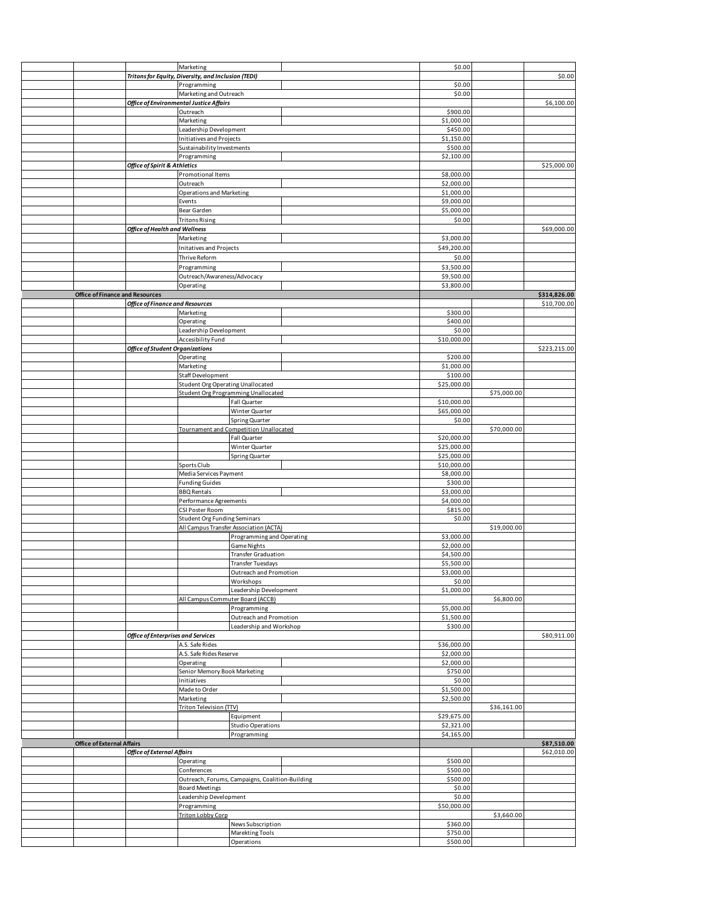| | | | | | | | |
|---|---|---|---|---|---|---|---|
| | | | Marketing | | $0.00 | | |
| | | ***Tritons for Equity, Diversity, and Inclusion (TEDI)*** | | | | | $0.00 |
| | | | Programming | | $0.00 | | |
| | | | Marketing and Outreach | | $0.00 | | |
| | | ***Office of Environmental Justice Affairs*** | | | | | $6,100.00 |
| | | | Outreach | | $900.00 | | |
| | | | Marketing | | $1,000.00 | | |
| | | | Leadership Development | | $450.00 | | |
| | | | Initiatives and Projects | | $1,150.00 | | |
| | | | Sustainability Investments | | $500.00 | | |
| | | | Programming | | $2,100.00 | | |
| | | ***Office of Spirit & Athletics*** | | | | | $25,000.00 |
| | | | Promotional Items | | $8,000.00 | | |
| | | | Outreach | | $2,000.00 | | |
| | | | Operations and Marketing | | $1,000.00 | | |
| | | | Events | | $9,000.00 | | |
| | | | Bear Garden | | $5,000.00 | | |
| | | | Tritons Rising | | $0.00 | | |
| | | ***Office of Health and Wellness*** | | | | | $69,000.00 |
| | | | Marketing | | $3,000.00 | | |
| | | | Initatives and Projects | | $49,200.00 | | |
| | | | Thrive Reform | | $0.00 | | |
| | | | Programming | | $3,500.00 | | |
| | | | Outreach/Awareness/Advocacy | | $9,500.00 | | |
| | | | Operating | | $3,800.00 | | |
| | **Office of Finance and Resources** | | | | | | **$314,826.00** |
| | | ***Office of Finance and Resources*** | | | | | $10,700.00 |
| | | | Marketing | | $300.00 | | |
| | | | Operating | | $400.00 | | |
| | | | Leadership Development | | $0.00 | | |
| | | | Accesibility Fund | | $10,000.00 | | |
| | | ***Office of Student Organizations*** | | | | | $223,215.00 |
| | | | Operating | | $200.00 | | |
| | | | Marketing | | $1,000.00 | | |
| | | | Staff Development | | $100.00 | | |
| | | | Student Org Operating Unallocated | | $25,000.00 | | |
| | | | Student Org Programming Unallocated | | | $75,000.00 | |
| | | | | Fall Quarter | $10,000.00 | | |
| | | | | Winter Quarter | $65,000.00 | | |
| | | | | Spring Quarter | $0.00 | | |
| | | | Tournament and Competition Unallocated | | | $70,000.00 | |
| | | | | Fall Quarter | $20,000.00 | | |
| | | | | Winter Quarter | $25,000.00 | | |
| | | | | Spring Quarter | $25,000.00 | | |
| | | | Sports Club | | $10,000.00 | | |
| | | | Media Services Payment | | $8,000.00 | | |
| | | | Funding Guides | | $300.00 | | |
| | | | BBQ Rentals | | $3,000.00 | | |
| | | | Performance Agreements | | $4,000.00 | | |
| | | | CSI Poster Room | | $815.00 | | |
| | | | Student Org Funding Seminars | | $0.00 | | |
| | | | All Campus Transfer Association (ACTA) | | | $19,000.00 | |
| | | | | Programming and Operating | $3,000.00 | | |
| | | | | Game Nights | $2,000.00 | | |
| | | | | Transfer Graduation | $4,500.00 | | |
| | | | | Transfer Tuesdays | $5,500.00 | | |
| | | | | Outreach and Promotion | $3,000.00 | | |
| | | | | Workshops | $0.00 | | |
| | | | | Leadership Development | $1,000.00 | | |
| | | | All Campus Commuter Board (ACCB) | | | $6,800.00 | |
| | | | | Programming | $5,000.00 | | |
| | | | | Outreach and Promotion | $1,500.00 | | |
| | | | | Leadership and Workshop | $300.00 | | |
| | | ***Office of Enterprises and Services*** | | | | | $80,911.00 |
| | | | A.S. Safe Rides | | $36,000.00 | | |
| | | | A.S. Safe Rides Reserve | | $2,000.00 | | |
| | | | Operating | | $2,000.00 | | |
| | | | Senior Memory Book Marketing | | $750.00 | | |
| | | | Initiatives | | $0.00 | | |
| | | | Made to Order | | $1,500.00 | | |
| | | | Marketing | | $2,500.00 | | |
| | | | Triton Television (TTV) | | | $36,161.00 | |
| | | | | Equipment | $29,675.00 | | |
| | | | | Studio Operations | $2,321.00 | | |
| | | | | Programming | $4,165.00 | | |
| | **Office of External Affairs** | | | | | | **$87,510.00** |
| | | ***Office of External Affairs*** | | | | | $62,010.00 |
| | | | Operating | | $500.00 | | |
| | | | Conferences | | $500.00 | | |
| | | | Outreach, Forums, Campaigns, Coalition-Building | | $500.00 | | |
| | | | Board Meetings | | $0.00 | | |
| | | | Leadership Development | | $0.00 | | |
| | | | Programming | | $50,000.00 | | |
| | | | Triton Lobby Corp | | | $3,660.00 | |
| | | | | News Subscription | $360.00 | | |
| | | | | Marekting Tools | $750.00 | | |
| | | | | Operations | $500.00 | | |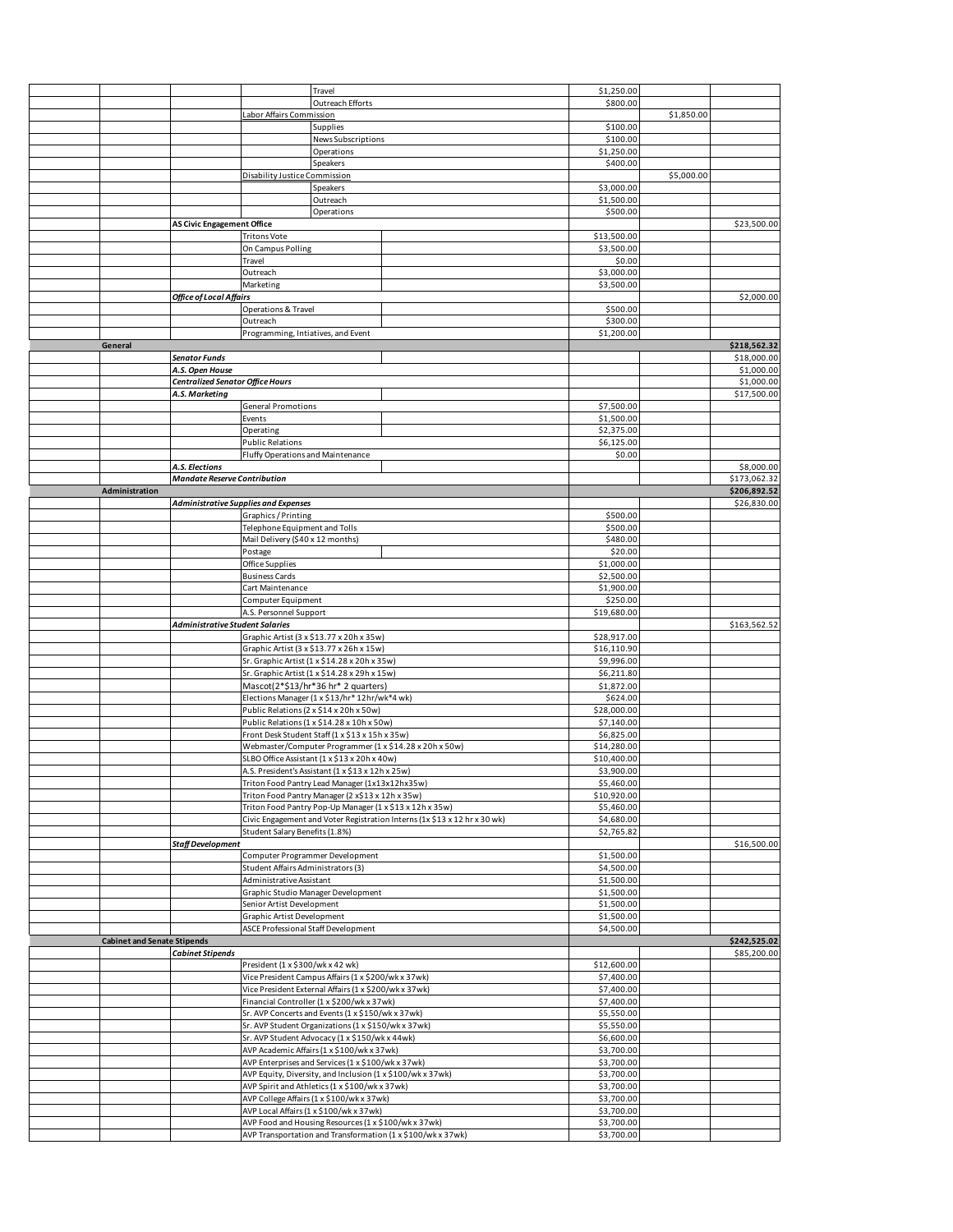| | | | | | | |
|---|---|---|---|---|---|---|
| | | | Travel | $1,250.00 | | |
| | | | Outreach Efforts | $800.00 | | |
| | | Labor Affairs Commission | | | $1,850.00 | |
| | | | Supplies | $100.00 | | |
| | | | News Subscriptions | $100.00 | | |
| | | | Operations | $1,250.00 | | |
| | | | Speakers | $400.00 | | |
| | | Disability Justice Commission | | | $5,000.00 | |
| | | | Speakers | $3,000.00 | | |
| | | | Outreach | $1,500.00 | | |
| | | | Operations | $500.00 | | |
| | **AS Civic Engagement Office** | | | | | $23,500.00 |
| | | Tritons Vote | | $13,500.00 | | |
| | | On Campus Polling | | $3,500.00 | | |
| | | Travel | | $0.00 | | |
| | | Outreach | | $3,000.00 | | |
| | | Marketing | | $3,500.00 | | |
| | ***Office of Local Affairs*** | | | | | $2,000.00 |
| | | Operations & Travel | | $500.00 | | |
| | | Outreach | | $300.00 | | |
| | | Programming, Intiatives, and Event | | $1,200.00 | | |
| **General** | | | | | | **$218,562.32** |
| | ***Senator Funds*** | | | | | $18,000.00 |
| | ***A.S. Open House*** | | | | | $1,000.00 |
| | ***Centralized Senator Office Hours*** | | | | | $1,000.00 |
| | ***A.S. Marketing*** | | | | | $17,500.00 |
| | | General Promotions | | $7,500.00 | | |
| | | Events | | $1,500.00 | | |
| | | Operating | | $2,375.00 | | |
| | | Public Relations | | $6,125.00 | | |
| | | Fluffy Operations and Maintenance | | $0.00 | | |
| | ***A.S. Elections*** | | | | | $8,000.00 |
| | ***Mandate Reserve Contribution*** | | | | | $173,062.32 |
| **Administration** | | | | | | **$206,892.52** |
| | ***Administrative Supplies and Expenses*** | | | | | $26,830.00 |
| | | Graphics / Printing | | $500.00 | | |
| | | Telephone Equipment and Tolls | | $500.00 | | |
| | | Mail Delivery ($40 x 12 months) | | $480.00 | | |
| | | Postage | | $20.00 | | |
| | | Office Supplies | | $1,000.00 | | |
| | | Business Cards | | $2,500.00 | | |
| | | Cart Maintenance | | $1,900.00 | | |
| | | Computer Equipment | | $250.00 | | |
| | | A.S. Personnel Support | | $19,680.00 | | |
| | ***Administrative Student Salaries*** | | | | | $163,562.52 |
| | | Graphic Artist (3 x $13.77 x 20h x 35w) | | $28,917.00 | | |
| | | Graphic Artist (3 x $13.77 x 26h x 15w) | | $16,110.90 | | |
| | | Sr. Graphic Artist (1 x $14.28 x 20h x 35w) | | $9,996.00 | | |
| | | Sr. Graphic Artist (1 x $14.28 x 29h x 15w) | | $6,211.80 | | |
| | | Mascot(2*$13/hr*36 hr* 2 quarters) | | $1,872.00 | | |
| | | Elections Manager (1 x $13/hr* 12hr/wk*4 wk) | | $624.00 | | |
| | | Public Relations (2 x $14 x 20h x 50w) | | $28,000.00 | | |
| | | Public Relations (1 x $14.28 x 10h x 50w) | | $7,140.00 | | |
| | | Front Desk Student Staff (1 x $13 x 15h x 35w) | | $6,825.00 | | |
| | | Webmaster/Computer Programmer (1 x $14.28 x 20h x 50w) | | $14,280.00 | | |
| | | SLBO Office Assistant (1 x $13 x 20h x 40w) | | $10,400.00 | | |
| | | A.S. President's Assistant (1 x $13 x 12h x 25w) | | $3,900.00 | | |
| | | Triton Food Pantry Lead Manager (1x13x12hx35w) | | $5,460.00 | | |
| | | Triton Food Pantry Manager (2 x$13 x 12h x 35w) | | $10,920.00 | | |
| | | Triton Food Pantry Pop-Up Manager (1 x $13 x 12h x 35w) | | $5,460.00 | | |
| | | Civic Engagement and Voter Registration Interns (1x $13 x 12 hr x 30 wk) | | $4,680.00 | | |
| | | Student Salary Benefits (1.8%) | | $2,765.82 | | |
| | ***Staff Development*** | | | | | $16,500.00 |
| | | Computer Programmer Development | | $1,500.00 | | |
| | | Student Affairs Administrators (3) | | $4,500.00 | | |
| | | Administrative Assistant | | $1,500.00 | | |
| | | Graphic Studio Manager Development | | $1,500.00 | | |
| | | Senior Artist Development | | $1,500.00 | | |
| | | Graphic Artist Development | | $1,500.00 | | |
| | | ASCE Professional Staff Development | | $4,500.00 | | |
| **Cabinet and Senate Stipends** | | | | | | **$242,525.02** |
| | ***Cabinet Stipends*** | | | | | $85,200.00 |
| | | President (1 x $300/wk x 42 wk) | | $12,600.00 | | |
| | | Vice President Campus Affairs (1 x $200/wk x 37wk) | | $7,400.00 | | |
| | | Vice President External Affairs (1 x $200/wk x 37wk) | | $7,400.00 | | |
| | | Financial Controller (1 x $200/wk x 37wk) | | $7,400.00 | | |
| | | Sr. AVP Concerts and Events (1 x $150/wk x 37wk) | | $5,550.00 | | |
| | | Sr. AVP Student Organizations (1 x $150/wk x 37wk) | | $5,550.00 | | |
| | | Sr. AVP Student Advocacy (1 x $150/wk x 44wk) | | $6,600.00 | | |
| | | AVP Academic Affairs (1 x $100/wk x 37wk) | | $3,700.00 | | |
| | | AVP Enterprises and Services (1 x $100/wk x 37wk) | | $3,700.00 | | |
| | | AVP Equity, Diversity, and Inclusion (1 x $100/wk x 37wk) | | $3,700.00 | | |
| | | AVP Spirit and Athletics (1 x $100/wk x 37wk) | | $3,700.00 | | |
| | | AVP College Affairs (1 x $100/wk x 37wk) | | $3,700.00 | | |
| | | AVP Local Affairs (1 x $100/wk x 37wk) | | $3,700.00 | | |
| | | AVP Food and Housing Resources (1 x $100/wk x 37wk) | | $3,700.00 | | |
| | | AVP Transportation and Transformation (1 x $100/wk x 37wk) | | $3,700.00 | | |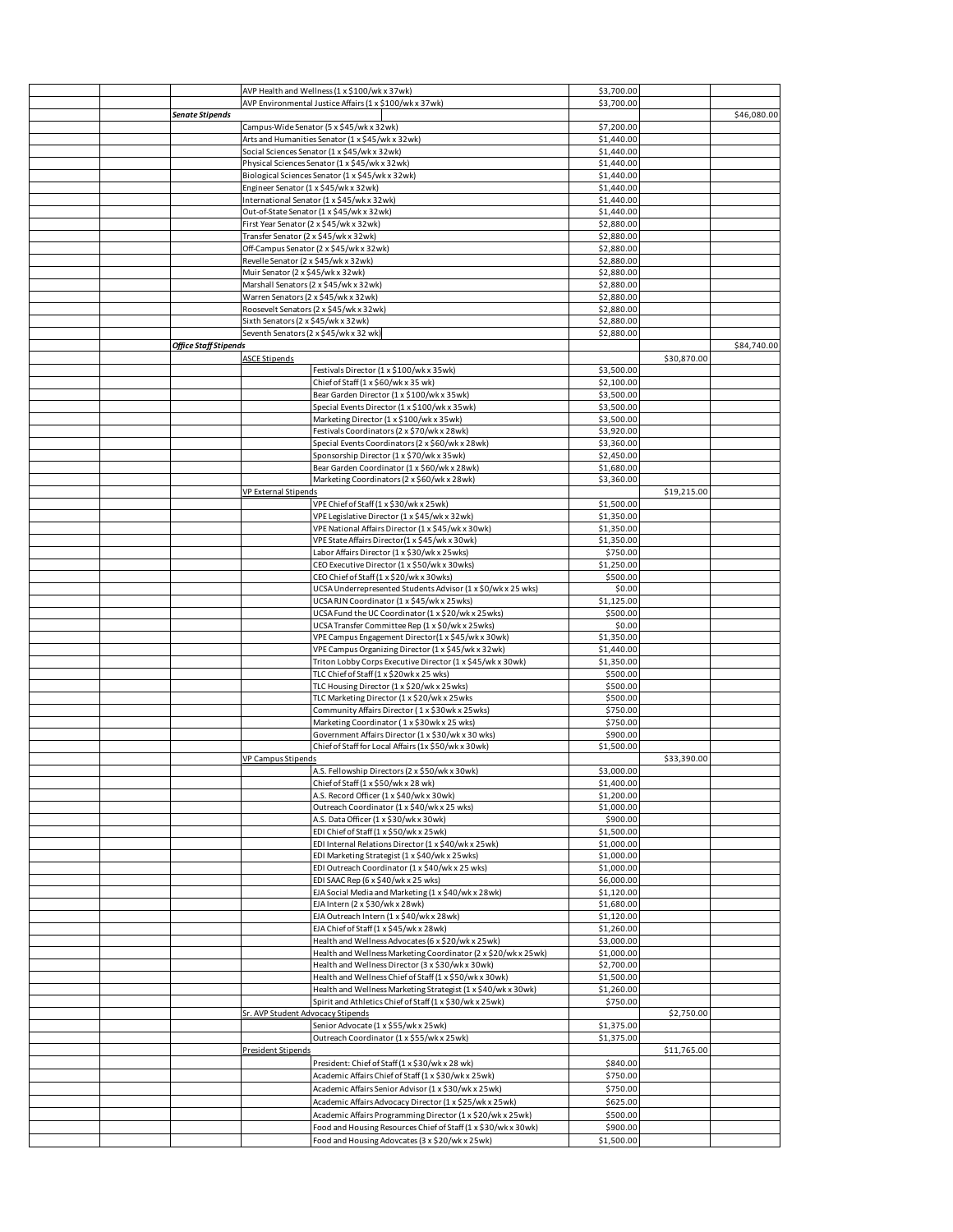| | | | | | | |
|---|---|---|---|---|---|---|
| | | | AVP Health and Wellness (1 x $100/wk x 37wk) | $3,700.00 | | |
| | | | AVP Environmental Justice Affairs (1 x $100/wk x 37wk) | $3,700.00 | | |
| | | *Senate Stipends* | | | | $46,080.00 |
| | | | Campus-Wide Senator (5 x $45/wk x 32wk) | $7,200.00 | | |
| | | | Arts and Humanities Senator (1 x $45/wk x 32wk) | $1,440.00 | | |
| | | | Social Sciences Senator (1 x $45/wk x 32wk) | $1,440.00 | | |
| | | | Physical Sciences Senator (1 x $45/wk x 32wk) | $1,440.00 | | |
| | | | Biological Sciences Senator (1 x $45/wk x 32wk) | $1,440.00 | | |
| | | | Engineer Senator (1 x $45/wk x 32wk) | $1,440.00 | | |
| | | | International Senator (1 x $45/wk x 32wk) | $1,440.00 | | |
| | | | Out-of-State Senator (1 x $45/wk x 32wk) | $1,440.00 | | |
| | | | First Year Senator (2 x $45/wk x 32wk) | $2,880.00 | | |
| | | | Transfer Senator (2 x $45/wk x 32wk) | $2,880.00 | | |
| | | | Off-Campus Senator (2 x $45/wk x 32wk) | $2,880.00 | | |
| | | | Revelle Senator (2 x $45/wk x 32wk) | $2,880.00 | | |
| | | | Muir Senator (2 x $45/wk x 32wk) | $2,880.00 | | |
| | | | Marshall Senators (2 x $45/wk x 32wk) | $2,880.00 | | |
| | | | Warren Senators (2 x $45/wk x 32wk) | $2,880.00 | | |
| | | | Roosevelt Senators (2 x $45/wk x 32wk) | $2,880.00 | | |
| | | | Sixth Senators (2 x $45/wk x 32wk) | $2,880.00 | | |
| | | | Seventh Senators (2 x $45/wk x 32 wk) | $2,880.00 | | |
| | | *Office Staff Stipends* | | | | $84,740.00 |
| | | | ASCE Stipends | | $30,870.00 | |
| | | | Festivals Director (1 x $100/wk x 35wk) | $3,500.00 | | |
| | | | Chief of Staff (1 x $60/wk x 35 wk) | $2,100.00 | | |
| | | | Bear Garden Director (1 x $100/wk x 35wk) | $3,500.00 | | |
| | | | Special Events Director (1 x $100/wk x 35wk) | $3,500.00 | | |
| | | | Marketing Director (1 x $100/wk x 35wk) | $3,500.00 | | |
| | | | Festivals Coordinators (2 x $70/wk x 28wk) | $3,920.00 | | |
| | | | Special Events Coordinators (2 x $60/wk x 28wk) | $3,360.00 | | |
| | | | Sponsorship Director (1 x $70/wk x 35wk) | $2,450.00 | | |
| | | | Bear Garden Coordinator (1 x $60/wk x 28wk) | $1,680.00 | | |
| | | | Marketing Coordinators (2 x $60/wk x 28wk) | $3,360.00 | | |
| | | | VP External Stipends | | $19,215.00 | |
| | | | VPE Chief of Staff (1 x $30/wk x 25wk) | $1,500.00 | | |
| | | | VPE Legislative Director (1 x $45/wk x 32wk) | $1,350.00 | | |
| | | | VPE National Affairs Director (1 x $45/wk x 30wk) | $1,350.00 | | |
| | | | VPE State Affairs Director(1 x $45/wk x 30wk) | $1,350.00 | | |
| | | | Labor Affairs Director (1 x $30/wk x 25wks) | $750.00 | | |
| | | | CEO Executive Director (1 x $50/wk x 30wks) | $1,250.00 | | |
| | | | CEO Chief of Staff (1 x $20/wk x 30wks) | $500.00 | | |
| | | | UCSA Underrepresented Students Advisor (1 x $0/wk x 25 wks) | $0.00 | | |
| | | | UCSA RJN Coordinator (1 x $45/wk x 25wks) | $1,125.00 | | |
| | | | UCSA Fund the UC Coordinator (1 x $20/wk x 25wks) | $500.00 | | |
| | | | UCSA Transfer Committee Rep (1 x $0/wk x 25wks) | $0.00 | | |
| | | | VPE Campus Engagement Director(1 x $45/wk x 30wk) | $1,350.00 | | |
| | | | VPE Campus Organizing Director (1 x $45/wk x 32wk) | $1,440.00 | | |
| | | | Triton Lobby Corps Executive Director (1 x $45/wk x 30wk) | $1,350.00 | | |
| | | | TLC Chief of Staff (1 x $20wk x 25 wks) | $500.00 | | |
| | | | TLC Housing Director (1 x $20/wk x 25wks) | $500.00 | | |
| | | | TLC Marketing Director (1 x $20/wk x 25wks | $500.00 | | |
| | | | Community Affairs Director ( 1 x $30wk x 25wks) | $750.00 | | |
| | | | Marketing Coordinator ( 1 x $30wk x 25 wks) | $750.00 | | |
| | | | Government Affairs Director (1 x $30/wk x 30 wks) | $900.00 | | |
| | | | Chief of Staff for Local Affairs (1x $50/wk x 30wk) | $1,500.00 | | |
| | | | VP Campus Stipends | | $33,390.00 | |
| | | | A.S. Fellowship Directors (2 x $50/wk x 30wk) | $3,000.00 | | |
| | | | Chief of Staff (1 x $50/wk x 28 wk) | $1,400.00 | | |
| | | | A.S. Record Officer (1 x $40/wk x 30wk) | $1,200.00 | | |
| | | | Outreach Coordinator (1 x $40/wk x 25 wks) | $1,000.00 | | |
| | | | A.S. Data Officer (1 x $30/wk x 30wk) | $900.00 | | |
| | | | EDI Chief of Staff (1 x $50/wk x 25wk) | $1,500.00 | | |
| | | | EDI Internal Relations Director (1 x $40/wk x 25wk) | $1,000.00 | | |
| | | | EDI Marketing Strategist (1 x $40/wk x 25wk) | $1,000.00 | | |
| | | | EDI Outreach Coordinator (1 x $40/wk x 25 wks) | $1,000.00 | | |
| | | | EDI SAAC Rep (6 x $40/wk x 25 wks) | $6,000.00 | | |
| | | | EJA Social Media and Marketing (1 x $40/wk x 28wk) | $1,120.00 | | |
| | | | EJA Intern (2 x $30/wk x 28wk) | $1,680.00 | | |
| | | | EJA Outreach Intern (1 x $40/wk x 28wk) | $1,120.00 | | |
| | | | EJA Chief of Staff (1 x $45/wk x 28wk) | $1,260.00 | | |
| | | | Health and Wellness Advocates (6 x $20/wk x 25wk) | $3,000.00 | | |
| | | | Health and Wellness Marketing Coordinator (2 x $20/wk x 25wk) | $1,000.00 | | |
| | | | Health and Wellness Director (3 x $30/wk x 30wk) | $2,700.00 | | |
| | | | Health and Wellness Chief of Staff (1 x $50/wk x 30wk) | $1,500.00 | | |
| | | | Health and Wellness Marketing Strategist (1 x $40/wk x 30wk) | $1,260.00 | | |
| | | | Spirit and Athletics Chief of Staff (1 x $30/wk x 25wk) | $750.00 | | |
| | | | Sr. AVP Student Advocacy Stipends | | $2,750.00 | |
| | | | Senior Advocate (1 x $55/wk x 25wk) | $1,375.00 | | |
| | | | Outreach Coordinator (1 x $55/wk x 25wk) | $1,375.00 | | |
| | | | President Stipends | | $11,765.00 | |
| | | | President: Chief of Staff (1 x $30/wk x 28 wk) | $840.00 | | |
| | | | Academic Affairs Chief of Staff (1 x $30/wk x 25wk) | $750.00 | | |
| | | | Academic Affairs Senior Advisor (1 x $30/wk x 25wk) | $750.00 | | |
| | | | Academic Affairs Advocacy Director (1 x $25/wk x 25wk) | $625.00 | | |
| | | | Academic Affairs Programming Director (1 x $20/wk x 25wk) | $500.00 | | |
| | | | Food and Housing Resources Chief of Staff (1 x $30/wk x 30wk) | $900.00 | | |
| | | | Food and Housing Adovcates (3 x $20/wk x 25wk) | $1,500.00 | | |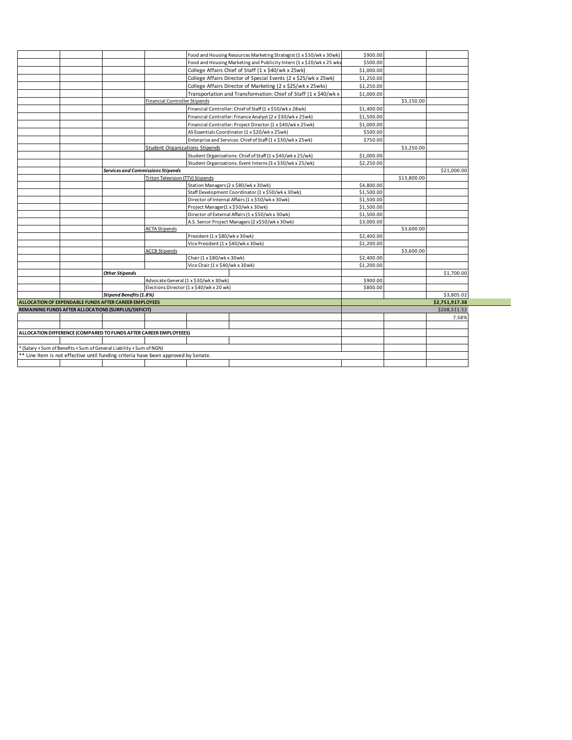| | | | | | | | | |
|---|---|---|---|---|---|---|---|---|
| | | | | Food and Housing Resources Marketing Strategist (1 x $30/wk x 30wk) | | $900.00 | | |
| | | | | Food and Housing Marketing and Publicity Intern (1 x $20/wk x 25 wks | | $500.00 | | |
| | | | | College Affairs Chief of Staff (1 x $40/wk x 25wk) | | $1,000.00 | | |
| | | | | College Affairs Director of Special Events (2 x $25/wk x 25wk) | | $1,250.00 | | |
| | | | | College Affairs Director of Marketing (2 x $25/wk x 25wks) | | $1,250.00 | | |
| | | | | Transportation and Transformation: Chief of Staff (1 x $40/wk x | | $1,000.00 | | |
| | | | Financial Controller Stipends | | | | $5,150.00 | |
| | | | | Financial Controller: Chief of Staff (1 x $50/wk x 28wk) | | $1,400.00 | | |
| | | | | Financial Controller: Finance Analyst (2 x $30/wk x 25wk) | | $1,500.00 | | |
| | | | | Financial Controller: Project Director (1 x $40/wk x 25wk) | | $1,000.00 | | |
| | | | | AS Essentials Coordinator (1 x $20/wk x 25wk) | | $500.00 | | |
| | | | | Enterprise and Services: Chief of Staff (1 x $30/wk x 25wk) | | $750.00 | | |
| | | | Student Organizations Stipends | | | | $3,250.00 | |
| | | | | Student Organizations: Chief of Staff (1 x $40/wk x 25/wk) | | $1,000.00 | | |
| | | | | Student Organizations: Event Interns (3 x $30/wk x 25/wk) | | $2,250.00 | | |
| | | ***Services and Commissions Stipends*** | | | | | | $21,000.00 |
| | | | Triton Television (TTV) Stipends | | | | $13,800.00 | |
| | | | | Station Managers (2 x $80/wk x 30wk) | | $4,800.00 | | |
| | | | | Staff Development Coordinator (1 x $50/wk x 30wk) | | $1,500.00 | | |
| | | | | Director of Internal Affairs (1 x $50/wk x 30wk) | | $1,500.00 | | |
| | | | | Project Manager(1 x $50/wk x 30wk) | | $1,500.00 | | |
| | | | | Director of External Affairs (1 x $50/wk x 30wk) | | $1,500.00 | | |
| | | | | A.S. Senior Project Managers (2 x$50/wk x 30wk) | | $3,000.00 | | |
| | | | ACTA Stipends | | | | $3,600.00 | |
| | | | | President (1 x $80/wk x 30wk) | | $2,400.00 | | |
| | | | | Vice President (1 x $40/wk x 30wk) | | $1,200.00 | | |
| | | | ACCB Stipends | | | | $3,600.00 | |
| | | | | Chair (1 x $80/wk x 30wk) | | $2,400.00 | | |
| | | | | Vice Chair (1 x $40/wk x 30wk) | | $1,200.00 | | |
| | | ***Other Stipends*** | | | | | | $1,700.00 |
| | | | Advocate General (1 x $30/wk x 30wk) | | | $900.00 | | |
| | | | Elections Director (1 x $40/wk x 20 wk) | | | $800.00 | | |
| | | ***Stipend Benefits (1.8%)*** | | | | | | $3,805.02 |
| **ALLOCATION OF EXPENDABLE FUNDS AFTER CAREER EMPLOYEES** | | | | | | | | **$2,751,917.38** |
| **REMAINING FUNDS AFTER ALLOCATIONS (SURPLUS/DEFICIT)** | | | | | | | | $208,511.52 |
| | | | | | | | | 7.58% |
| **ALLOCATION DIFFERENCE (COMPARED TO FUNDS AFTER CAREER EMPLOYEEES)** | | | | | | | | |
| * (Salary + Sum of Benefits + Sum of General Liability + Sum of NGN) | | | | | | | | |
| ** Line Item is not effective until funding criteria have been approved by Senate. | | | | | | | | |